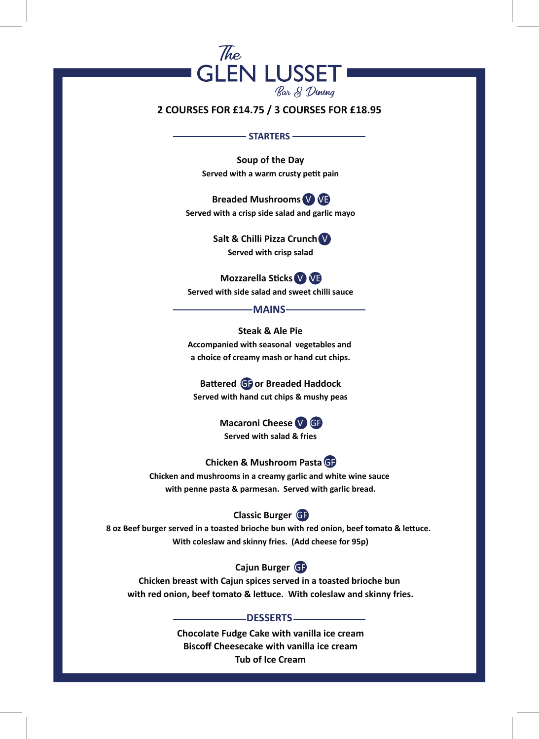# The GLEN LUSSET

*Bar & Dining*

**2 COURSES FOR £14.75 / 3 COURSES FOR £18.95**

## STARTERS

**Soup of the Day**
Served with a warm crusty petit pain

**Breaded Mushrooms** V VE
Served with a crisp side salad and garlic mayo

**Salt & Chilli Pizza Crunch** V
Served with crisp salad

**Mozzarella Sticks** V VE
Served with side salad and sweet chilli sauce

## MAINS

**Steak & Ale Pie**
Accompanied with seasonal vegetables and
a choice of creamy mash or hand cut chips.

**Battered** GF **or Breaded Haddock**
Served with hand cut chips & mushy peas

**Macaroni Cheese** V GF
Served with salad & fries

**Chicken & Mushroom Pasta** GF
Chicken and mushrooms in a creamy garlic and white wine sauce
with penne pasta & parmesan. Served with garlic bread.

**Classic Burger** GF
8 oz Beef burger served in a toasted brioche bun with red onion, beef tomato & lettuce.
With coleslaw and skinny fries. (Add cheese for 95p)

**Cajun Burger** GF
Chicken breast with Cajun spices served in a toasted brioche bun
with red onion, beef tomato & lettuce. With coleslaw and skinny fries.

## DESSERTS

**Chocolate Fudge Cake with vanilla ice cream**
**Biscoff Cheesecake with vanilla ice cream**
**Tub of Ice Cream**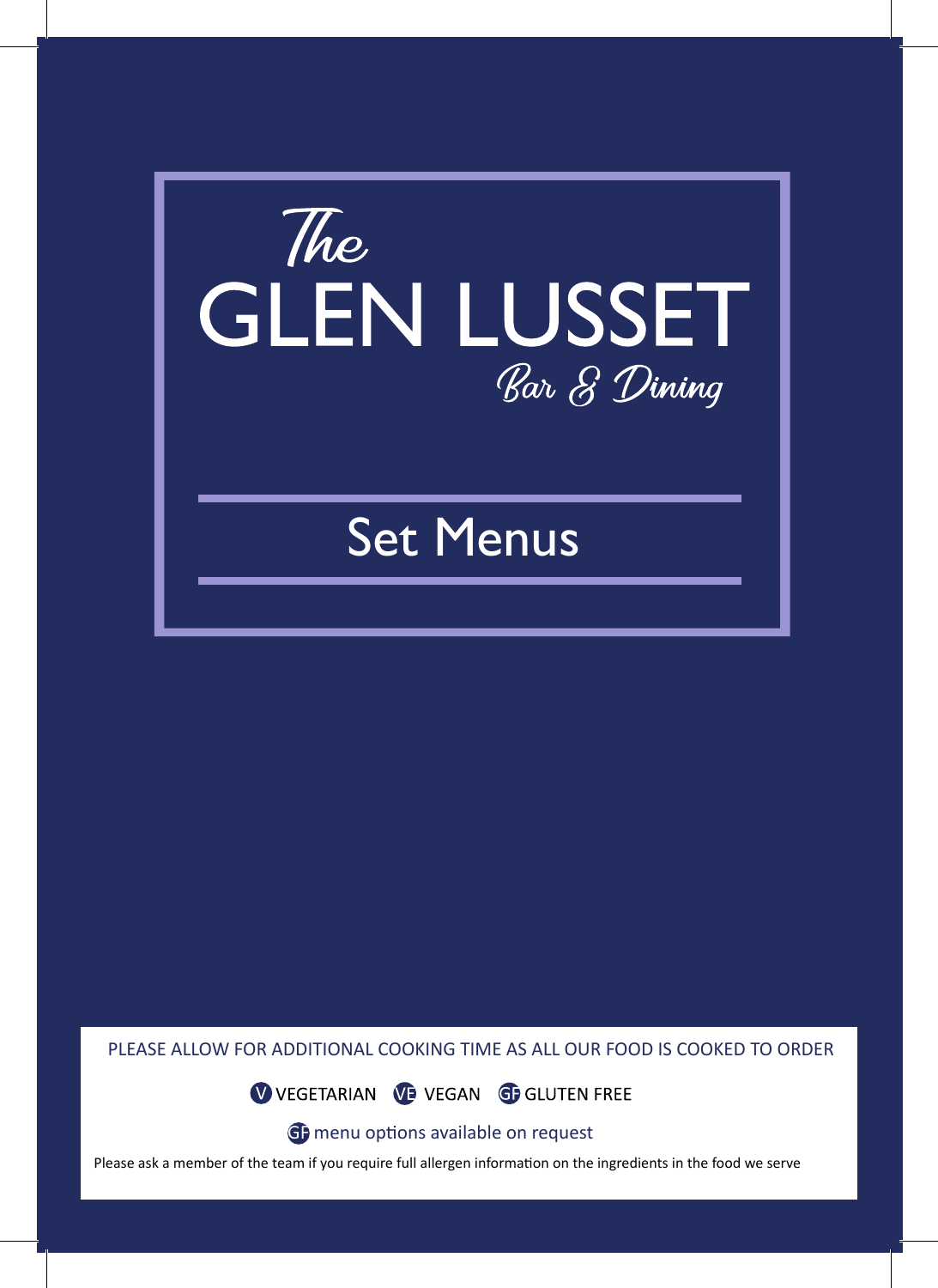# *The* GLEN LUSSET *Bar & Dining*

## Set Menus

PLEASE ALLOW FOR ADDITIONAL COOKING TIME AS ALL OUR FOOD IS COOKED TO ORDER

V VEGETARIAN VE VEGAN GF GLUTEN FREE

GF menu options available on request

Please ask a member of the team if you require full allergen information on the ingredients in the food we serve